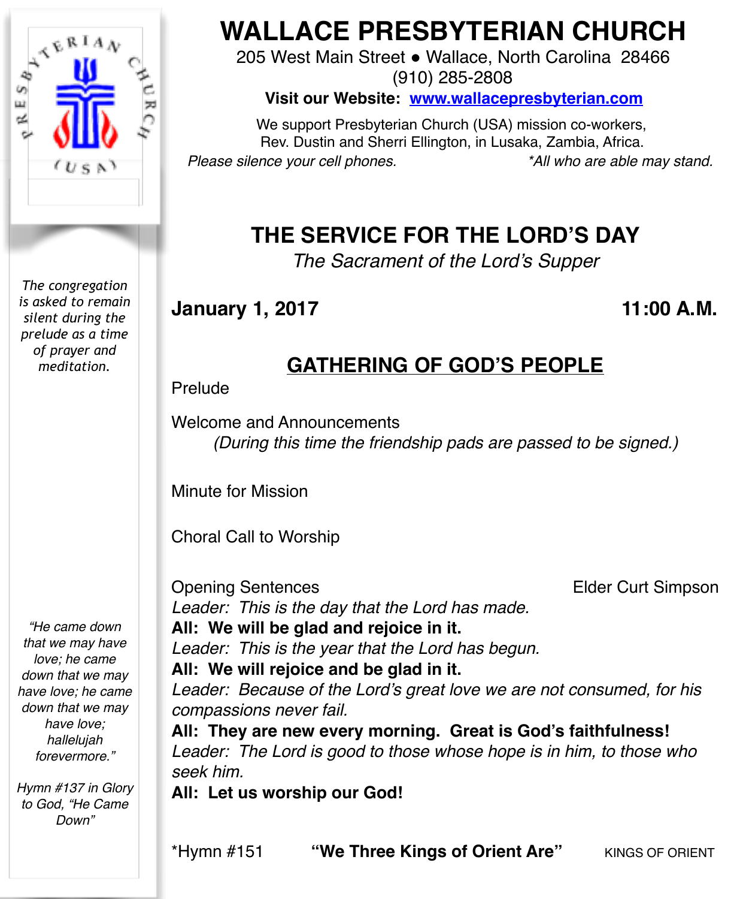# WALLACE PRESBYTERIAN CHURCH

205 West Main Street • Wallace, North Carolina 28466
(910) 285-2808

**Visit our Website: [www.wallacepresbyterian.com](http://www.wallacepresbyterian.com)**

We support Presbyterian Church (USA) mission co-workers,
Rev. Dustin and Sherri Ellington, in Lusaka, Zambia, Africa.

*Please silence your cell phones.* *\*All who are able may stand.*

## THE SERVICE FOR THE LORD'S DAY

*The Sacrament of the Lord's Supper*

**January 1, 2017** **11:00 A.M.**

## GATHERING OF GOD'S PEOPLE

*The congregation is asked to remain silent during the prelude as a time of prayer and meditation.*

Prelude

Welcome and Announcements
*(During this time the friendship pads are passed to be signed.)*

Minute for Mission

Choral Call to Worship

Opening Sentences Elder Curt Simpson

*Leader: This is the day that the Lord has made.*
**All: We will be glad and rejoice in it.**
*Leader: This is the year that the Lord has begun.*
**All: We will rejoice and be glad in it.**
*Leader: Because of the Lord's great love we are not consumed, for his compassions never fail.*
**All: They are new every morning. Great is God's faithfulness!**
*Leader: The Lord is good to those whose hope is in him, to those who seek him.*
**All: Let us worship our God!**

*"He came down that we may have love; he came down that we may have love; he came down that we may have love; hallelujah forevermore."*

*Hymn #137 in Glory to God, "He Came Down"*

\*Hymn #151 **"We Three Kings of Orient Are"** KINGS OF ORIENT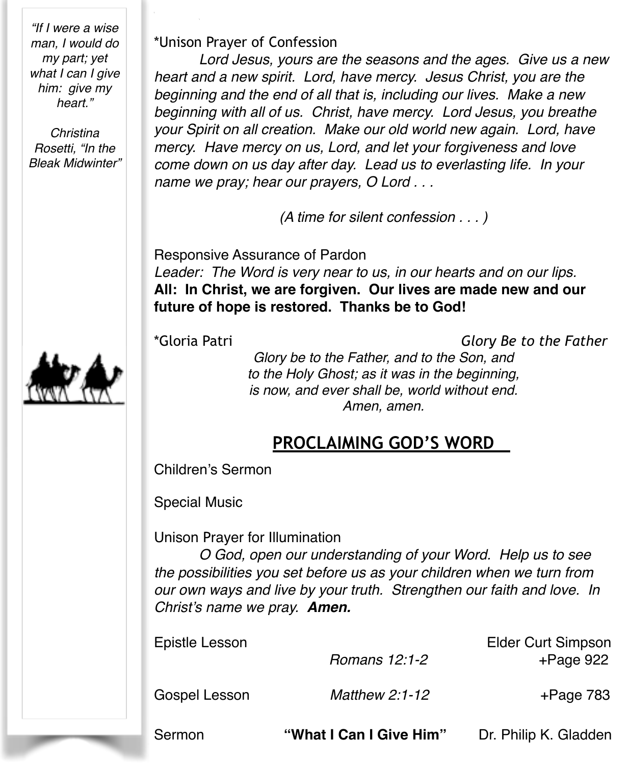*"If I were a wise man, I would do my part; yet what I can I give him: give my heart."*

*Christina Rosetti, "In the Bleak Midwinter"*

*Unison Prayer of Confession

*Lord Jesus, yours are the seasons and the ages. Give us a new heart and a new spirit. Lord, have mercy. Jesus Christ, you are the beginning and the end of all that is, including our lives. Make a new beginning with all of us. Christ, have mercy. Lord Jesus, you breathe your Spirit on all creation. Make our old world new again. Lord, have mercy. Have mercy on us, Lord, and let your forgiveness and love come down on us day after day. Lead us to everlasting life. In your name we pray; hear our prayers, O Lord . . .*

*(A time for silent confession . . . )*

Responsive Assurance of Pardon

*Leader: The Word is very near to us, in our hearts and on our lips.*

**All: In Christ, we are forgiven. Our lives are made new and our future of hope is restored. Thanks be to God!**

*Gloria Patri — *Glory Be to the Father*

*Glory be to the Father, and to the Son, and*
*to the Holy Ghost; as it was in the beginning,*
*is now, and ever shall be, world without end.*
*Amen, amen.*

## PROCLAIMING GOD'S WORD

Children's Sermon

Special Music

Unison Prayer for Illumination

*O God, open our understanding of your Word. Help us to see the possibilities you set before us as your children when we turn from our own ways and live by your truth. Strengthen our faith and love. In Christ's name we pray.* ***Amen.***

Epistle Lesson — Elder Curt Simpson
*Romans 12:1-2* — +Page 922

Gospel Lesson — *Matthew 2:1-12* — +Page 783

Sermon — **"What I Can I Give Him"** — Dr. Philip K. Gladden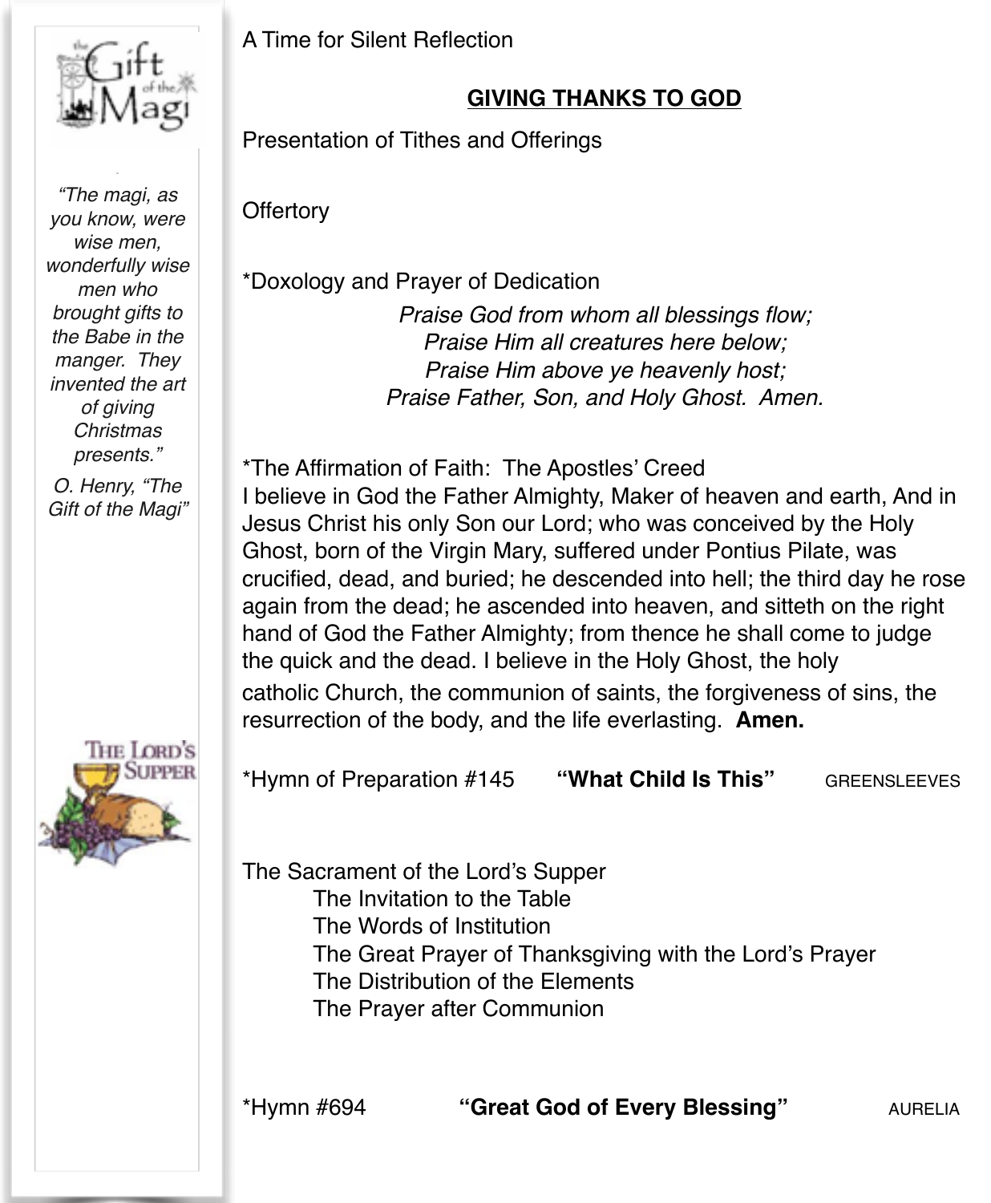*"The magi, as you know, were wise men, wonderfully wise men who brought gifts to the Babe in the manger. They invented the art of giving Christmas presents."*

*O. Henry, "The Gift of the Magi"*

A Time for Silent Reflection

## GIVING THANKS TO GOD

Presentation of Tithes and Offerings

Offertory

*Doxology and Prayer of Dedication

*Praise God from whom all blessings flow;*
*Praise Him all creatures here below;*
*Praise Him above ye heavenly host;*
*Praise Father, Son, and Holy Ghost. Amen.*

*The Affirmation of Faith: The Apostles' Creed

I believe in God the Father Almighty, Maker of heaven and earth, And in Jesus Christ his only Son our Lord; who was conceived by the Holy Ghost, born of the Virgin Mary, suffered under Pontius Pilate, was crucified, dead, and buried; he descended into hell; the third day he rose again from the dead; he ascended into heaven, and sitteth on the right hand of God the Father Almighty; from thence he shall come to judge the quick and the dead. I believe in the Holy Ghost, the holy catholic Church, the communion of saints, the forgiveness of sins, the resurrection of the body, and the life everlasting. **Amen.**

*Hymn of Preparation #145 **"What Child Is This"** GREENSLEEVES

The Sacrament of the Lord's Supper

- The Invitation to the Table
- The Words of Institution
- The Great Prayer of Thanksgiving with the Lord's Prayer
- The Distribution of the Elements
- The Prayer after Communion

*Hymn #694 **"Great God of Every Blessing"** AURELIA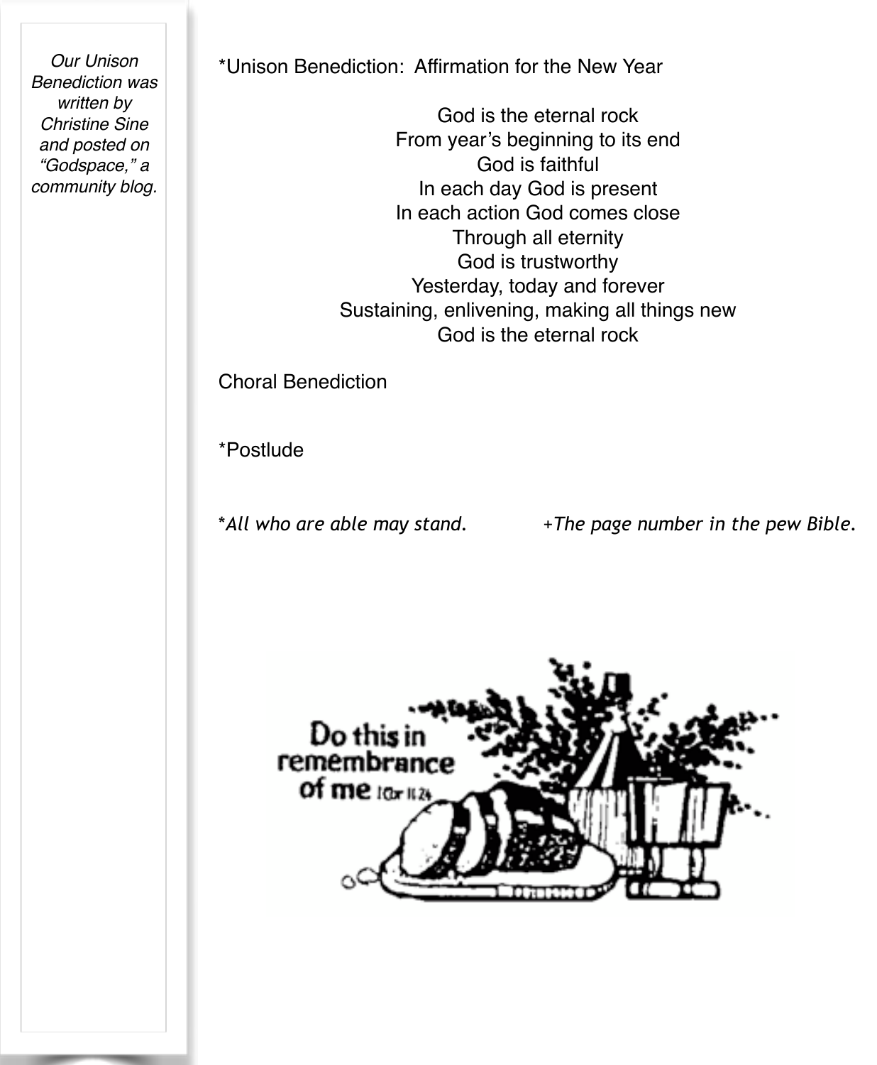*Our Unison Benediction was written by Christine Sine and posted on "Godspace," a community blog.*

*Unison Benediction: Affirmation for the New Year

God is the eternal rock
From year's beginning to its end
God is faithful
In each day God is present
In each action God comes close
Through all eternity
God is trustworthy
Yesterday, today and forever
Sustaining, enlivening, making all things new
God is the eternal rock

Choral Benediction

*Postlude

**All who are able may stand.* *+The page number in the pew Bible.*

Do this in remembrance of me 1Cor 11:24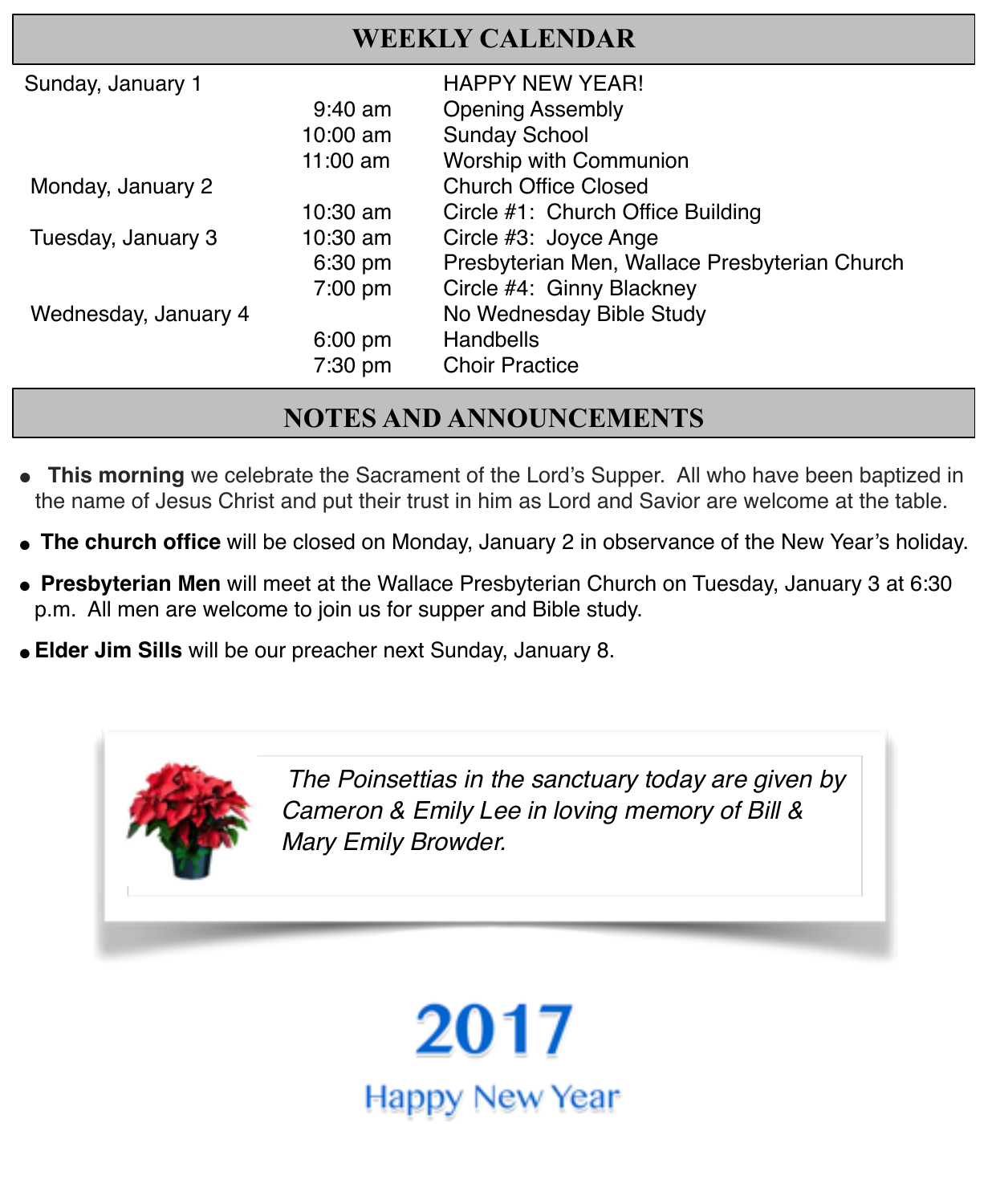## WEEKLY CALENDAR

| | | |
|---|---|---|
| Sunday, January 1 | | HAPPY NEW YEAR! |
| | 9:40 am | Opening Assembly |
| | 10:00 am | Sunday School |
| | 11:00 am | Worship with Communion |
| Monday, January 2 | | Church Office Closed |
| | 10:30 am | Circle #1: Church Office Building |
| Tuesday, January 3 | 10:30 am | Circle #3: Joyce Ange |
| | 6:30 pm | Presbyterian Men, Wallace Presbyterian Church |
| | 7:00 pm | Circle #4: Ginny Blackney |
| Wednesday, January 4 | | No Wednesday Bible Study |
| | 6:00 pm | Handbells |
| | 7:30 pm | Choir Practice |

## NOTES AND ANNOUNCEMENTS

- **This morning** we celebrate the Sacrament of the Lord's Supper. All who have been baptized in the name of Jesus Christ and put their trust in him as Lord and Savior are welcome at the table.
- **The church office** will be closed on Monday, January 2 in observance of the New Year's holiday.
- **Presbyterian Men** will meet at the Wallace Presbyterian Church on Tuesday, January 3 at 6:30 p.m. All men are welcome to join us for supper and Bible study.
- **Elder Jim Sills** will be our preacher next Sunday, January 8.

*The Poinsettias in the sanctuary today are given by Cameron & Emily Lee in loving memory of Bill & Mary Emily Browder.*

**2017**

Happy New Year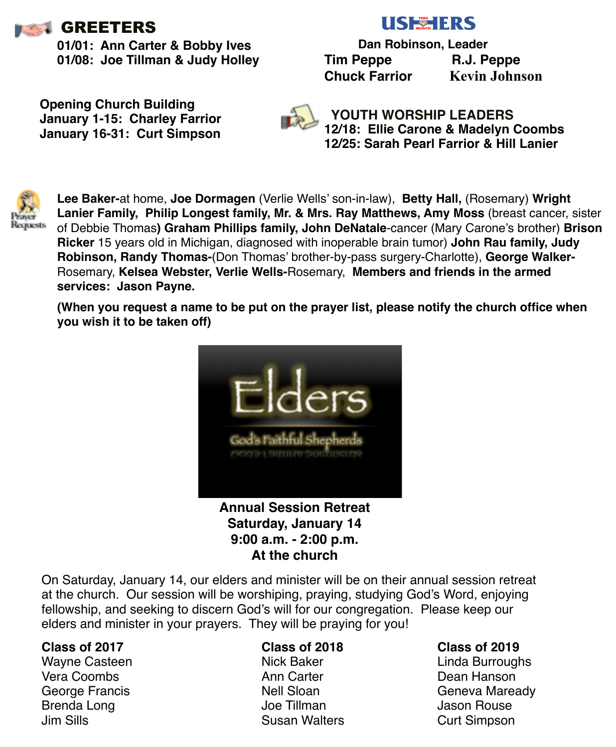## GREETERS

**01/01: Ann Carter & Bobby Ives**
**01/08: Joe Tillman & Judy Holley**

## USHERS

**Dan Robinson, Leader**

**Tim Peppe** | **R.J. Peppe**
**Chuck Farrior** | **Kevin Johnson**

**Opening Church Building**
**January 1-15: Charley Farrior**
**January 16-31: Curt Simpson**

## YOUTH WORSHIP LEADERS

**12/18: Ellie Carone & Madelyn Coombs**
**12/25: Sarah Pearl Farrior & Hill Lanier**

Prayer Requests

**Lee Baker-**at home, **Joe Dormagen** (Verlie Wells' son-in-law), **Betty Hall,** (Rosemary) **Wright Lanier Family, Philip Longest family, Mr. & Mrs. Ray Matthews, Amy Moss** (breast cancer, sister of Debbie Thomas**) Graham Phillips family, John DeNatale**-cancer (Mary Carone's brother) **Brison Ricker** 15 years old in Michigan, diagnosed with inoperable brain tumor) **John Rau family, Judy Robinson, Randy Thomas-**(Don Thomas' brother-by-pass surgery-Charlotte), **George Walker-**Rosemary, **Kelsea Webster, Verlie Wells-**Rosemary, **Members and friends in the armed services: Jason Payne.**

**(When you request a name to be put on the prayer list, please notify the church office when you wish it to be taken off)**

Elders

God's Faithful Shepherds

**Annual Session Retreat**
**Saturday, January 14**
**9:00 a.m. - 2:00 p.m.**
**At the church**

On Saturday, January 14, our elders and minister will be on their annual session retreat at the church. Our session will be worshiping, praying, studying God's Word, enjoying fellowship, and seeking to discern God's will for our congregation. Please keep our elders and minister in your prayers. They will be praying for you!

| Class of 2017 | Class of 2018 | Class of 2019 |
|---|---|---|
| Wayne Casteen | Nick Baker | Linda Burroughs |
| Vera Coombs | Ann Carter | Dean Hanson |
| George Francis | Nell Sloan | Geneva Maready |
| Brenda Long | Joe Tillman | Jason Rouse |
| Jim Sills | Susan Walters | Curt Simpson |